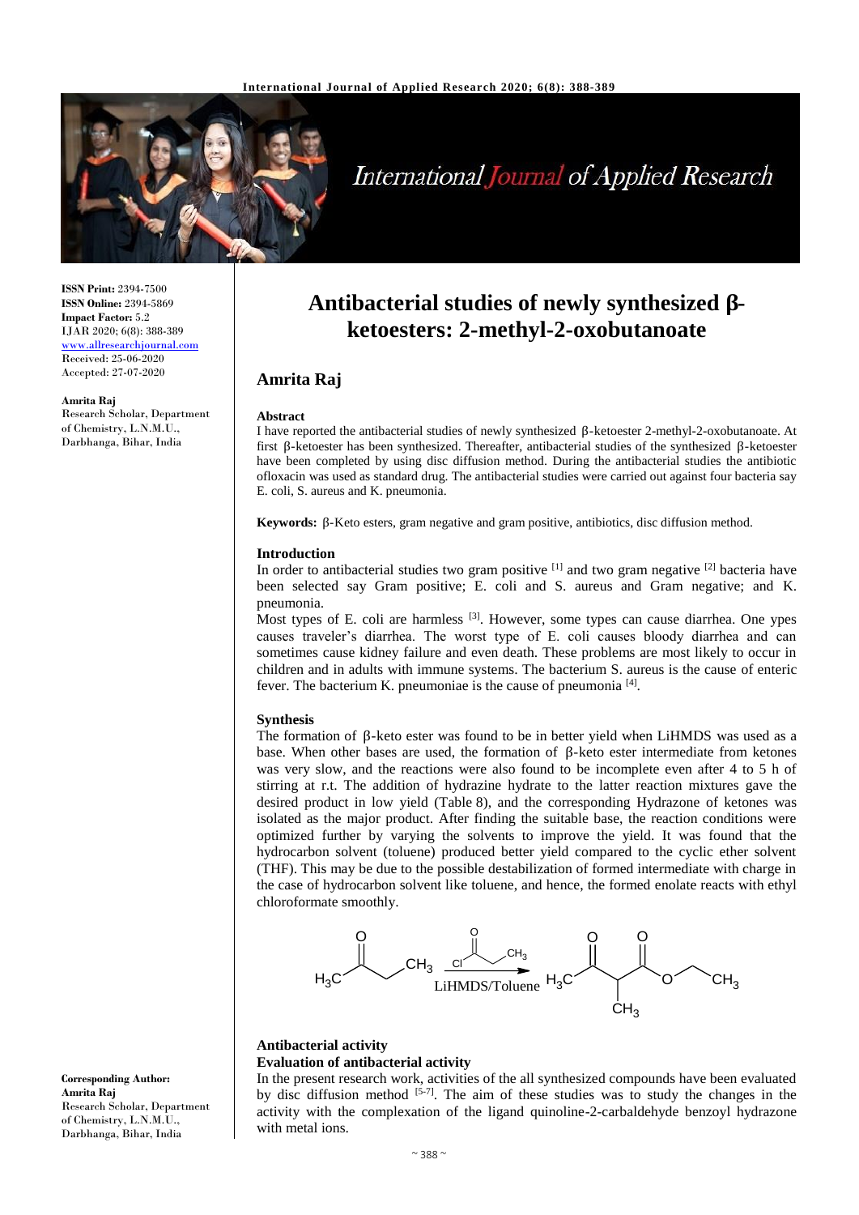# Antibacterial studies of newly synthesized β-ketoesters: 2-methyl-2-oxobutanoate

## Amrita Raj

**ISSN Print:** 2394-7500
**ISSN Online:** 2394-5869
**Impact Factor:** 5.2
IJAR 2020; 6(8): 388-389
www.allresearchjournal.com
Received: 25-06-2020
Accepted: 27-07-2020

**Amrita Raj**
Research Scholar, Department of Chemistry, L.N.M.U., Darbhanga, Bihar, India

**Corresponding Author:**
**Amrita Raj**
Research Scholar, Department of Chemistry, L.N.M.U., Darbhanga, Bihar, India

### Abstract

I have reported the antibacterial studies of newly synthesized β-ketoester 2-methyl-2-oxobutanoate. At first β-ketoester has been synthesized. Thereafter, antibacterial studies of the synthesized β-ketoester have been completed by using disc diffusion method. During the antibacterial studies the antibiotic ofloxacin was used as standard drug. The antibacterial studies were carried out against four bacteria say E. coli, S. aureus and K. pneumonia.

**Keywords:** β-Keto esters, gram negative and gram positive, antibiotics, disc diffusion method.

### Introduction

In order to antibacterial studies two gram positive [1] and two gram negative [2] bacteria have been selected say Gram positive; E. coli and S. aureus and Gram negative; and K. pneumonia.

Most types of E. coli are harmless [3]. However, some types can cause diarrhea. One ypes causes traveler's diarrhea. The worst type of E. coli causes bloody diarrhea and can sometimes cause kidney failure and even death. These problems are most likely to occur in children and in adults with immune systems. The bacterium S. aureus is the cause of enteric fever. The bacterium K. pneumoniae is the cause of pneumonia [4].

### Synthesis

The formation of β-keto ester was found to be in better yield when LiHMDS was used as a base. When other bases are used, the formation of β-keto ester intermediate from ketones was very slow, and the reactions were also found to be incomplete even after 4 to 5 h of stirring at r.t. The addition of hydrazine hydrate to the latter reaction mixtures gave the desired product in low yield (Table 8), and the corresponding Hydrazone of ketones was isolated as the major product. After finding the suitable base, the reaction conditions were optimized further by varying the solvents to improve the yield. It was found that the hydrocarbon solvent (toluene) produced better yield compared to the cyclic ether solvent (THF). This may be due to the possible destabilization of formed intermediate with charge in the case of hydrocarbon solvent like toluene, and hence, the formed enolate reacts with ethyl chloroformate smoothly.

$$H_3C-CO-CH_2-CH_3 \xrightarrow[\text{LiHMDS/Toluene}]{Cl-CO-CH_2-CH_3} H_3C-CO-CH(CH_3)-CO-O-CH_2-CH_3$$

### Antibacterial activity

#### Evaluation of antibacterial activity

In the present research work, activities of the all synthesized compounds have been evaluated by disc diffusion method [5-7]. The aim of these studies was to study the changes in the activity with the complexation of the ligand quinoline-2-carbaldehyde benzoyl hydrazone with metal ions.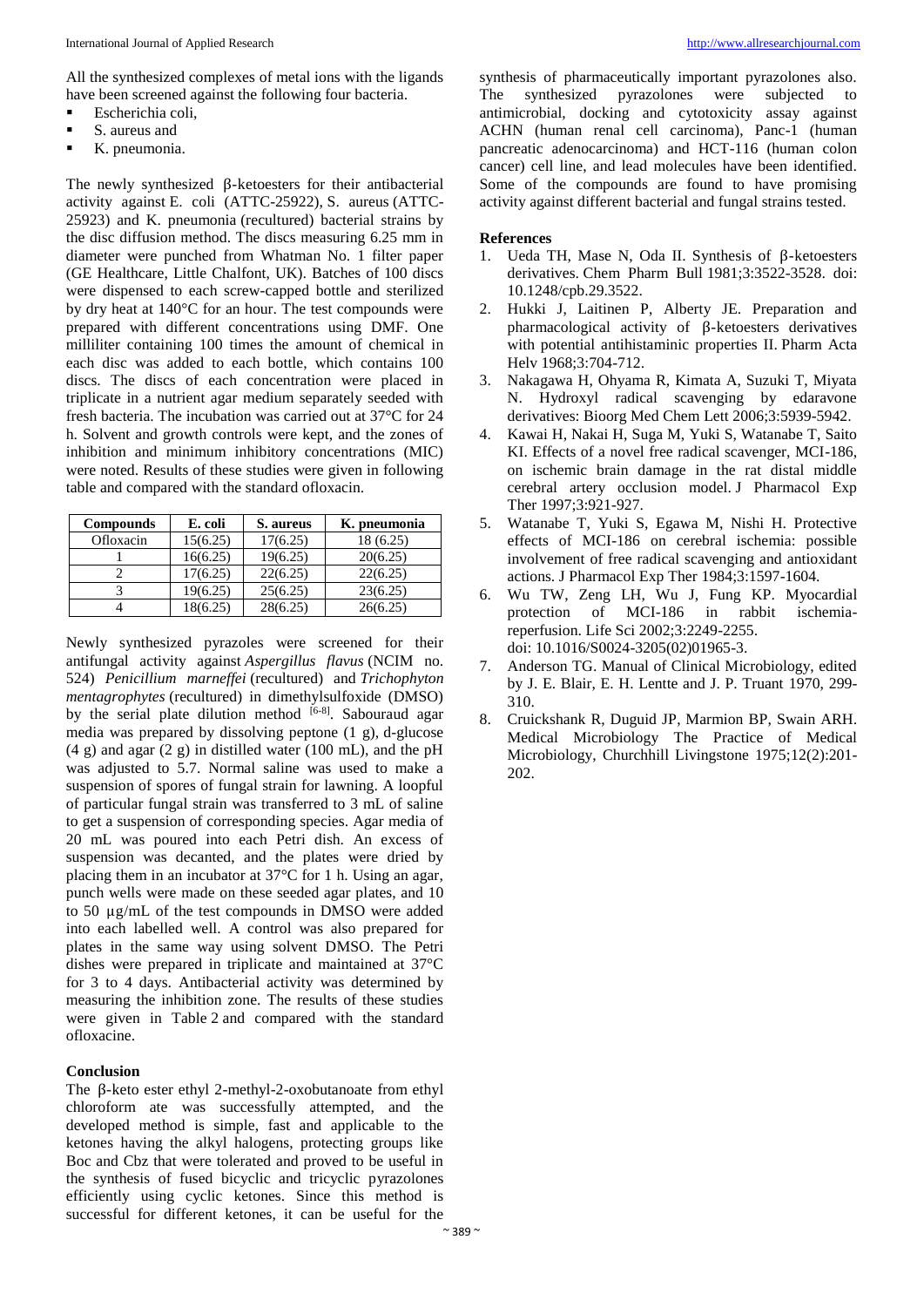All the synthesized complexes of metal ions with the ligands have been screened against the following four bacteria.

- Escherichia coli,
- S. aureus and
- K. pneumonia.

The newly synthesized β-ketoesters for their antibacterial activity against E. coli (ATTC-25922), S. aureus (ATTC-25923) and K. pneumonia (recultured) bacterial strains by the disc diffusion method. The discs measuring 6.25 mm in diameter were punched from Whatman No. 1 filter paper (GE Healthcare, Little Chalfont, UK). Batches of 100 discs were dispensed to each screw-capped bottle and sterilized by dry heat at 140°C for an hour. The test compounds were prepared with different concentrations using DMF. One milliliter containing 100 times the amount of chemical in each disc was added to each bottle, which contains 100 discs. The discs of each concentration were placed in triplicate in a nutrient agar medium separately seeded with fresh bacteria. The incubation was carried out at 37°C for 24 h. Solvent and growth controls were kept, and the zones of inhibition and minimum inhibitory concentrations (MIC) were noted. Results of these studies were given in following table and compared with the standard ofloxacin.

| Compounds | E. coli | S. aureus | K. pneumonia |
|---|---|---|---|
| Ofloxacin | 15(6.25) | 17(6.25) | 18 (6.25) |
| 1 | 16(6.25) | 19(6.25) | 20(6.25) |
| 2 | 17(6.25) | 22(6.25) | 22(6.25) |
| 3 | 19(6.25) | 25(6.25) | 23(6.25) |
| 4 | 18(6.25) | 28(6.25) | 26(6.25) |

Newly synthesized pyrazoles were screened for their antifungal activity against *Aspergillus flavus* (NCIM no. 524) *Penicillium marneffei* (recultured) and *Trichophyton mentagrophytes* (recultured) in dimethylsulfoxide (DMSO) by the serial plate dilution method [6-8]. Sabouraud agar media was prepared by dissolving peptone (1 g), d-glucose (4 g) and agar (2 g) in distilled water (100 mL), and the pH was adjusted to 5.7. Normal saline was used to make a suspension of spores of fungal strain for lawning. A loopful of particular fungal strain was transferred to 3 mL of saline to get a suspension of corresponding species. Agar media of 20 mL was poured into each Petri dish. An excess of suspension was decanted, and the plates were dried by placing them in an incubator at 37°C for 1 h. Using an agar, punch wells were made on these seeded agar plates, and 10 to 50 µg/mL of the test compounds in DMSO were added into each labelled well. A control was also prepared for plates in the same way using solvent DMSO. The Petri dishes were prepared in triplicate and maintained at 37°C for 3 to 4 days. Antibacterial activity was determined by measuring the inhibition zone. The results of these studies were given in Table 2 and compared with the standard ofloxacine.

## Conclusion

The β-keto ester ethyl 2-methyl-2-oxobutanoate from ethyl chloroform ate was successfully attempted, and the developed method is simple, fast and applicable to the ketones having the alkyl halogens, protecting groups like Boc and Cbz that were tolerated and proved to be useful in the synthesis of fused bicyclic and tricyclic pyrazolones efficiently using cyclic ketones. Since this method is successful for different ketones, it can be useful for the synthesis of pharmaceutically important pyrazolones also. The synthesized pyrazolones were subjected to antimicrobial, docking and cytotoxicity assay against ACHN (human renal cell carcinoma), Panc-1 (human pancreatic adenocarcinoma) and HCT-116 (human colon cancer) cell line, and lead molecules have been identified. Some of the compounds are found to have promising activity against different bacterial and fungal strains tested.

## References

1. Ueda TH, Mase N, Oda II. Synthesis of β-ketoesters derivatives. Chem Pharm Bull 1981;3:3522-3528. doi: 10.1248/cpb.29.3522.
2. Hukki J, Laitinen P, Alberty JE. Preparation and pharmacological activity of β-ketoesters derivatives with potential antihistaminic properties II. Pharm Acta Helv 1968;3:704-712.
3. Nakagawa H, Ohyama R, Kimata A, Suzuki T, Miyata N. Hydroxyl radical scavenging by edaravone derivatives: Bioorg Med Chem Lett 2006;3:5939-5942.
4. Kawai H, Nakai H, Suga M, Yuki S, Watanabe T, Saito KI. Effects of a novel free radical scavenger, MCI-186, on ischemic brain damage in the rat distal middle cerebral artery occlusion model. J Pharmacol Exp Ther 1997;3:921-927.
5. Watanabe T, Yuki S, Egawa M, Nishi H. Protective effects of MCI-186 on cerebral ischemia: possible involvement of free radical scavenging and antioxidant actions. J Pharmacol Exp Ther 1984;3:1597-1604.
6. Wu TW, Zeng LH, Wu J, Fung KP. Myocardial protection of MCI-186 in rabbit ischemia-reperfusion. Life Sci 2002;3:2249-2255. doi: 10.1016/S0024-3205(02)01965-3.
7. Anderson TG. Manual of Clinical Microbiology, edited by J. E. Blair, E. H. Lentte and J. P. Truant 1970, 299-310.
8. Cruickshank R, Duguid JP, Marmion BP, Swain ARH. Medical Microbiology The Practice of Medical Microbiology, Churchhill Livingstone 1975;12(2):201-202.